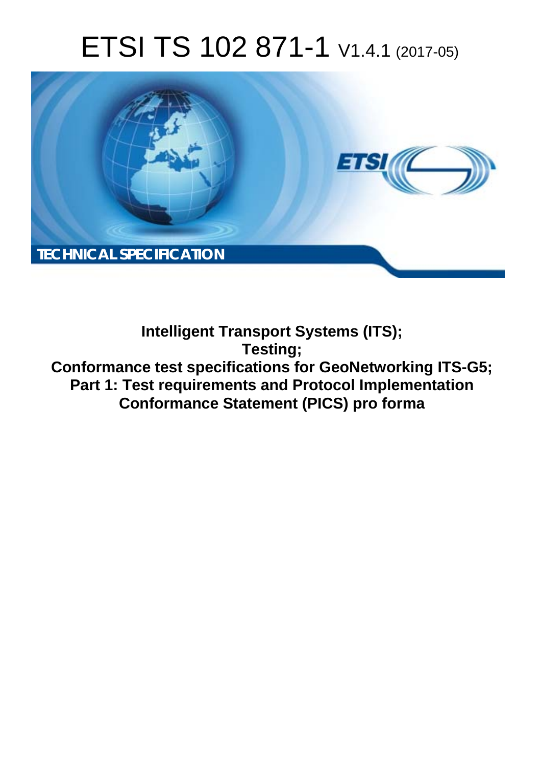# ETSI TS 102 871-1 V1.4.1 (2017-05)

TECHNICAL SPECIFICATION

**Intelligent Transport Systems (ITS);**
**Testing;**
**Conformance test specifications for GeoNetworking ITS-G5;**
**Part 1: Test requirements and Protocol Implementation Conformance Statement (PICS) pro forma**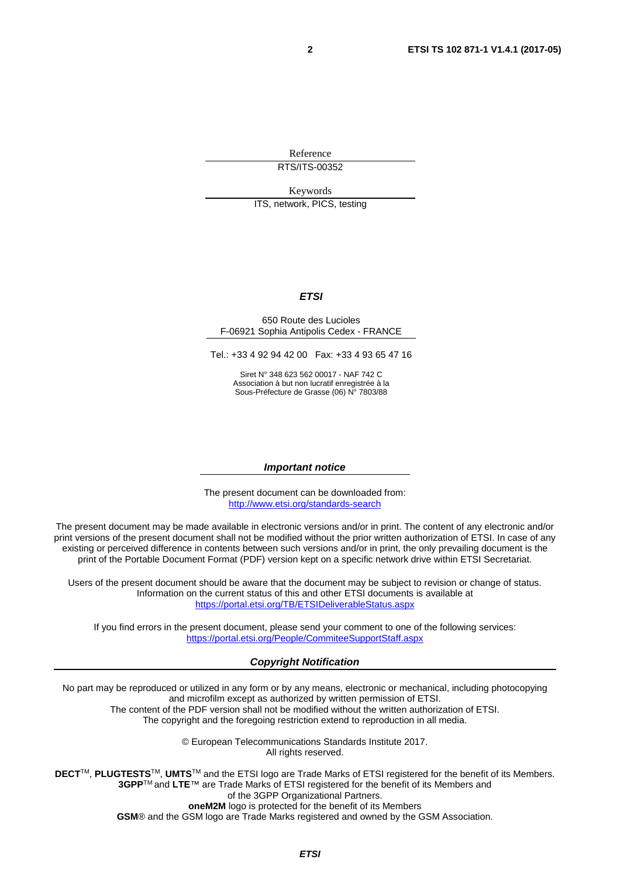Reference

RTS/ITS-00352

Keywords

ITS, network, PICS, testing

***ETSI***

650 Route des Lucioles
F-06921 Sophia Antipolis Cedex - FRANCE

Tel.: +33 4 92 94 42 00 Fax: +33 4 93 65 47 16

Siret N° 348 623 562 00017 - NAF 742 C
Association à but non lucratif enregistrée à la
Sous-Préfecture de Grasse (06) N° 7803/88

***Important notice***

The present document can be downloaded from:
http://www.etsi.org/standards-search

The present document may be made available in electronic versions and/or in print. The content of any electronic and/or print versions of the present document shall not be modified without the prior written authorization of ETSI. In case of any existing or perceived difference in contents between such versions and/or in print, the only prevailing document is the print of the Portable Document Format (PDF) version kept on a specific network drive within ETSI Secretariat.

Users of the present document should be aware that the document may be subject to revision or change of status. Information on the current status of this and other ETSI documents is available at
https://portal.etsi.org/TB/ETSIDeliverableStatus.aspx

If you find errors in the present document, please send your comment to one of the following services:
https://portal.etsi.org/People/CommiteeSupportStaff.aspx

***Copyright Notification***

No part may be reproduced or utilized in any form or by any means, electronic or mechanical, including photocopying and microfilm except as authorized by written permission of ETSI.
The content of the PDF version shall not be modified without the written authorization of ETSI.
The copyright and the foregoing restriction extend to reproduction in all media.

© European Telecommunications Standards Institute 2017.
All rights reserved.

**DECT**™, **PLUGTESTS**™, **UMTS**™ and the ETSI logo are Trade Marks of ETSI registered for the benefit of its Members.
**3GPP**™ and **LTE**™ are Trade Marks of ETSI registered for the benefit of its Members and of the 3GPP Organizational Partners.
**oneM2M** logo is protected for the benefit of its Members
**GSM**® and the GSM logo are Trade Marks registered and owned by the GSM Association.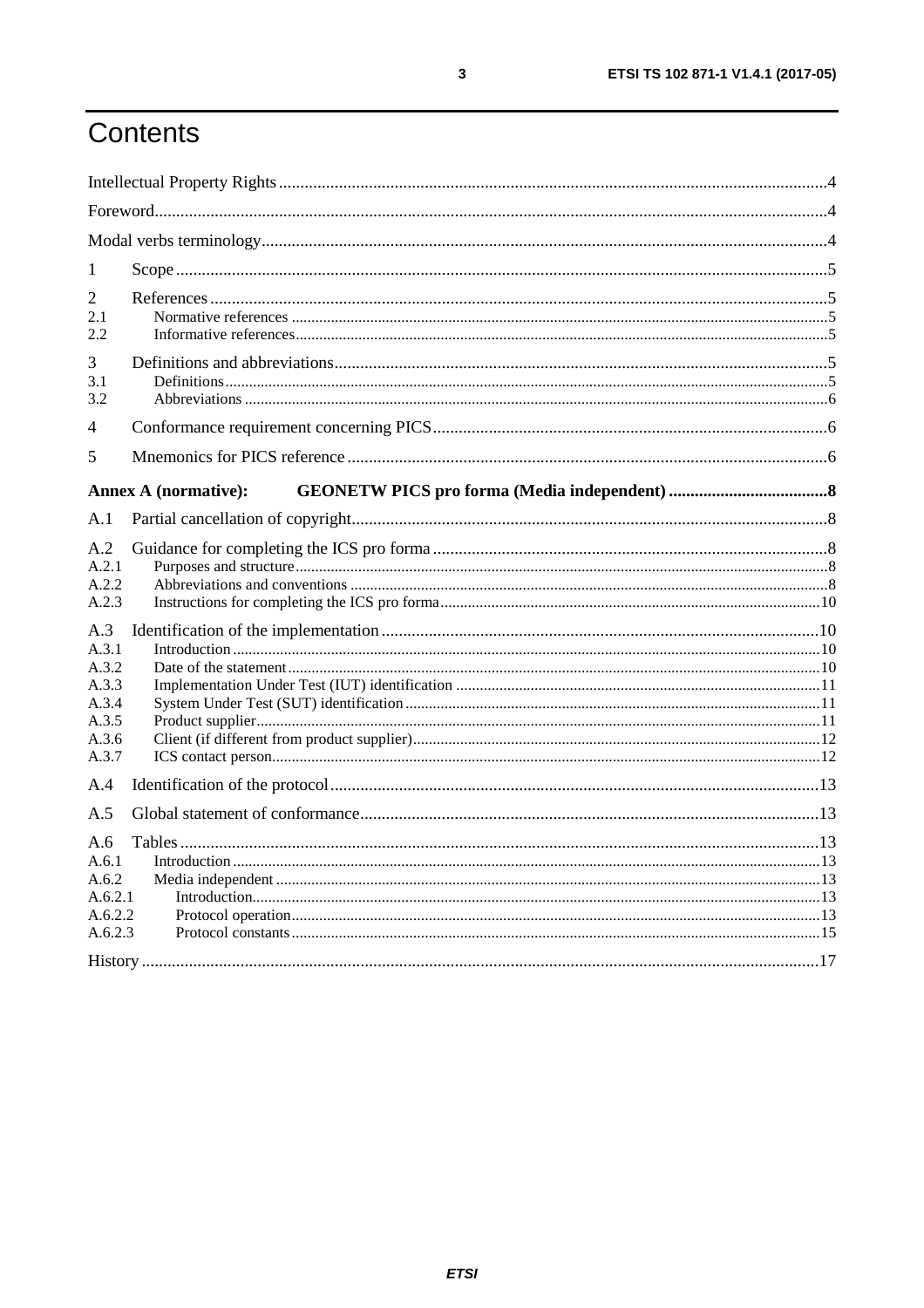# Contents

Intellectual Property Rights....................4

Foreword....................4

Modal verbs terminology....................4

1 Scope....................5

2 References....................5
- 2.1 Normative references....................5
- 2.2 Informative references....................5

3 Definitions and abbreviations....................5
- 3.1 Definitions....................5
- 3.2 Abbreviations....................6

4 Conformance requirement concerning PICS....................6

5 Mnemonics for PICS reference....................6

**Annex A (normative): GEONETW PICS pro forma (Media independent)....................8**

A.1 Partial cancellation of copyright....................8

A.2 Guidance for completing the ICS pro forma....................8
- A.2.1 Purposes and structure....................8
- A.2.2 Abbreviations and conventions....................8
- A.2.3 Instructions for completing the ICS pro forma....................10

A.3 Identification of the implementation....................10
- A.3.1 Introduction....................10
- A.3.2 Date of the statement....................10
- A.3.3 Implementation Under Test (IUT) identification....................11
- A.3.4 System Under Test (SUT) identification....................11
- A.3.5 Product supplier....................11
- A.3.6 Client (if different from product supplier)....................12
- A.3.7 ICS contact person....................12

A.4 Identification of the protocol....................13

A.5 Global statement of conformance....................13

A.6 Tables....................13
- A.6.1 Introduction....................13
- A.6.2 Media independent....................13
  - A.6.2.1 Introduction....................13
  - A.6.2.2 Protocol operation....................13
  - A.6.2.3 Protocol constants....................15

History....................17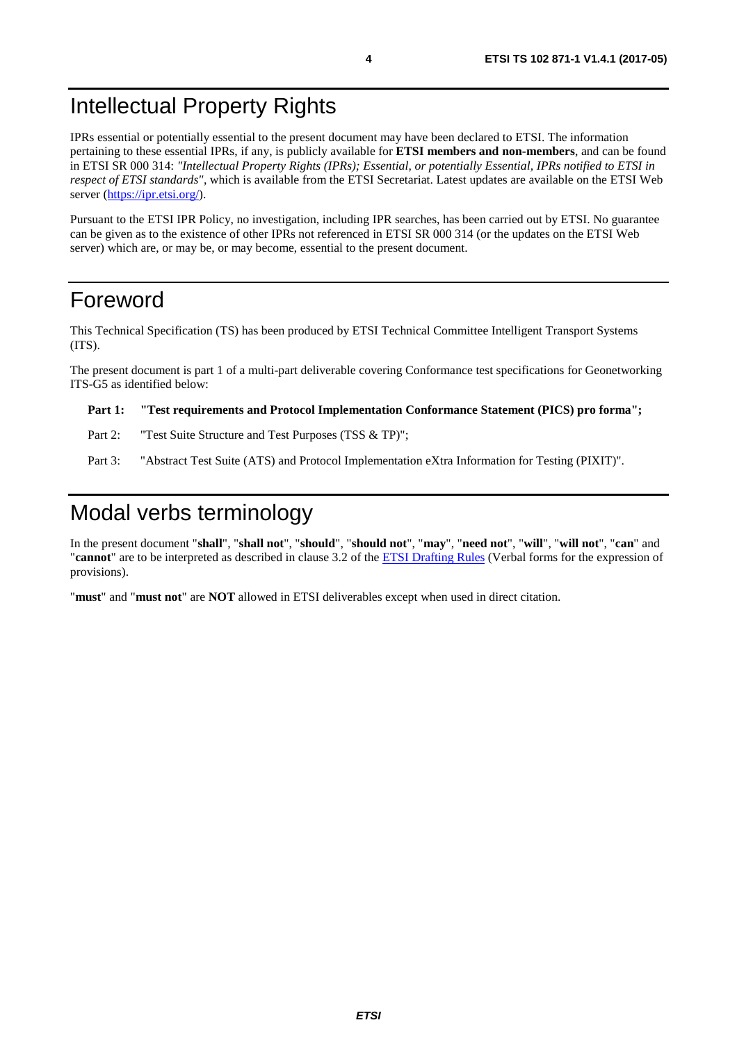# Intellectual Property Rights

IPRs essential or potentially essential to the present document may have been declared to ETSI. The information pertaining to these essential IPRs, if any, is publicly available for **ETSI members and non-members**, and can be found in ETSI SR 000 314: *"Intellectual Property Rights (IPRs); Essential, or potentially Essential, IPRs notified to ETSI in respect of ETSI standards"*, which is available from the ETSI Secretariat. Latest updates are available on the ETSI Web server (https://ipr.etsi.org/).

Pursuant to the ETSI IPR Policy, no investigation, including IPR searches, has been carried out by ETSI. No guarantee can be given as to the existence of other IPRs not referenced in ETSI SR 000 314 (or the updates on the ETSI Web server) which are, or may be, or may become, essential to the present document.

# Foreword

This Technical Specification (TS) has been produced by ETSI Technical Committee Intelligent Transport Systems (ITS).

The present document is part 1 of a multi-part deliverable covering Conformance test specifications for Geonetworking ITS-G5 as identified below:

**Part 1: "Test requirements and Protocol Implementation Conformance Statement (PICS) pro forma";**

Part 2: "Test Suite Structure and Test Purposes (TSS & TP)";

Part 3: "Abstract Test Suite (ATS) and Protocol Implementation eXtra Information for Testing (PIXIT)".

# Modal verbs terminology

In the present document "**shall**", "**shall not**", "**should**", "**should not**", "**may**", "**need not**", "**will**", "**will not**", "**can**" and "**cannot**" are to be interpreted as described in clause 3.2 of the ETSI Drafting Rules (Verbal forms for the expression of provisions).

"**must**" and "**must not**" are **NOT** allowed in ETSI deliverables except when used in direct citation.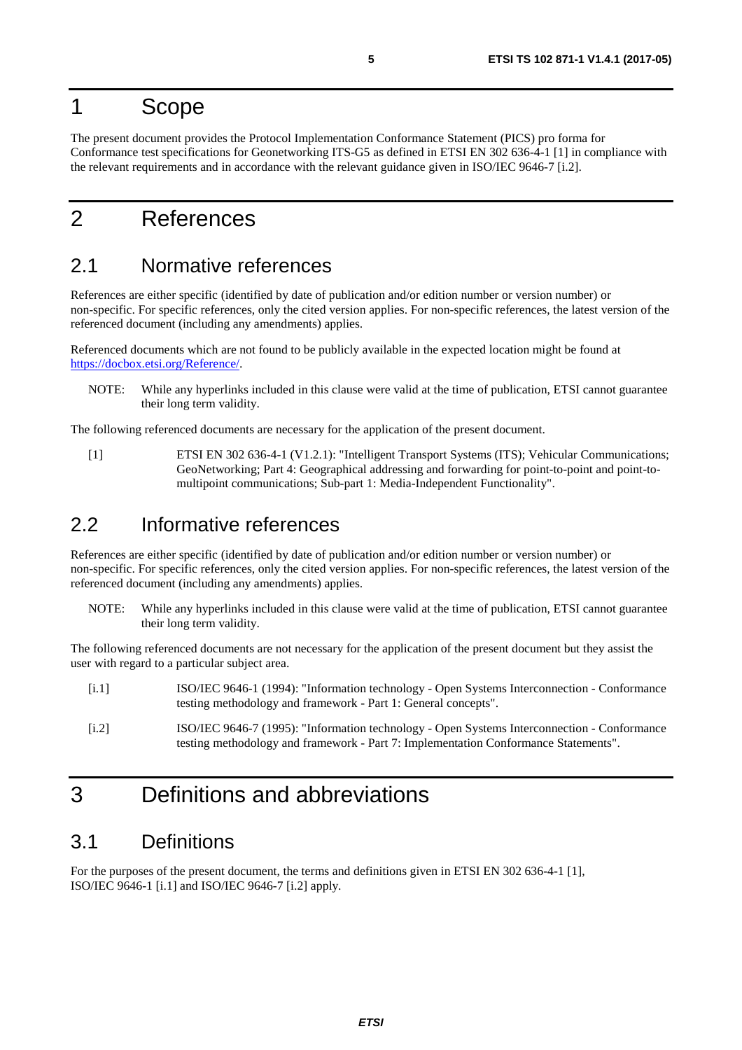# 1 Scope

The present document provides the Protocol Implementation Conformance Statement (PICS) pro forma for Conformance test specifications for Geonetworking ITS-G5 as defined in ETSI EN 302 636-4-1 [1] in compliance with the relevant requirements and in accordance with the relevant guidance given in ISO/IEC 9646-7 [i.2].

# 2 References

## 2.1 Normative references

References are either specific (identified by date of publication and/or edition number or version number) or non-specific. For specific references, only the cited version applies. For non-specific references, the latest version of the referenced document (including any amendments) applies.

Referenced documents which are not found to be publicly available in the expected location might be found at https://docbox.etsi.org/Reference/.

NOTE: While any hyperlinks included in this clause were valid at the time of publication, ETSI cannot guarantee their long term validity.

The following referenced documents are necessary for the application of the present document.

[1] ETSI EN 302 636-4-1 (V1.2.1): "Intelligent Transport Systems (ITS); Vehicular Communications; GeoNetworking; Part 4: Geographical addressing and forwarding for point-to-point and point-to-multipoint communications; Sub-part 1: Media-Independent Functionality".

## 2.2 Informative references

References are either specific (identified by date of publication and/or edition number or version number) or non-specific. For specific references, only the cited version applies. For non-specific references, the latest version of the referenced document (including any amendments) applies.

NOTE: While any hyperlinks included in this clause were valid at the time of publication, ETSI cannot guarantee their long term validity.

The following referenced documents are not necessary for the application of the present document but they assist the user with regard to a particular subject area.

[i.1] ISO/IEC 9646-1 (1994): "Information technology - Open Systems Interconnection - Conformance testing methodology and framework - Part 1: General concepts".

[i.2] ISO/IEC 9646-7 (1995): "Information technology - Open Systems Interconnection - Conformance testing methodology and framework - Part 7: Implementation Conformance Statements".

# 3 Definitions and abbreviations

## 3.1 Definitions

For the purposes of the present document, the terms and definitions given in ETSI EN 302 636-4-1 [1], ISO/IEC 9646-1 [i.1] and ISO/IEC 9646-7 [i.2] apply.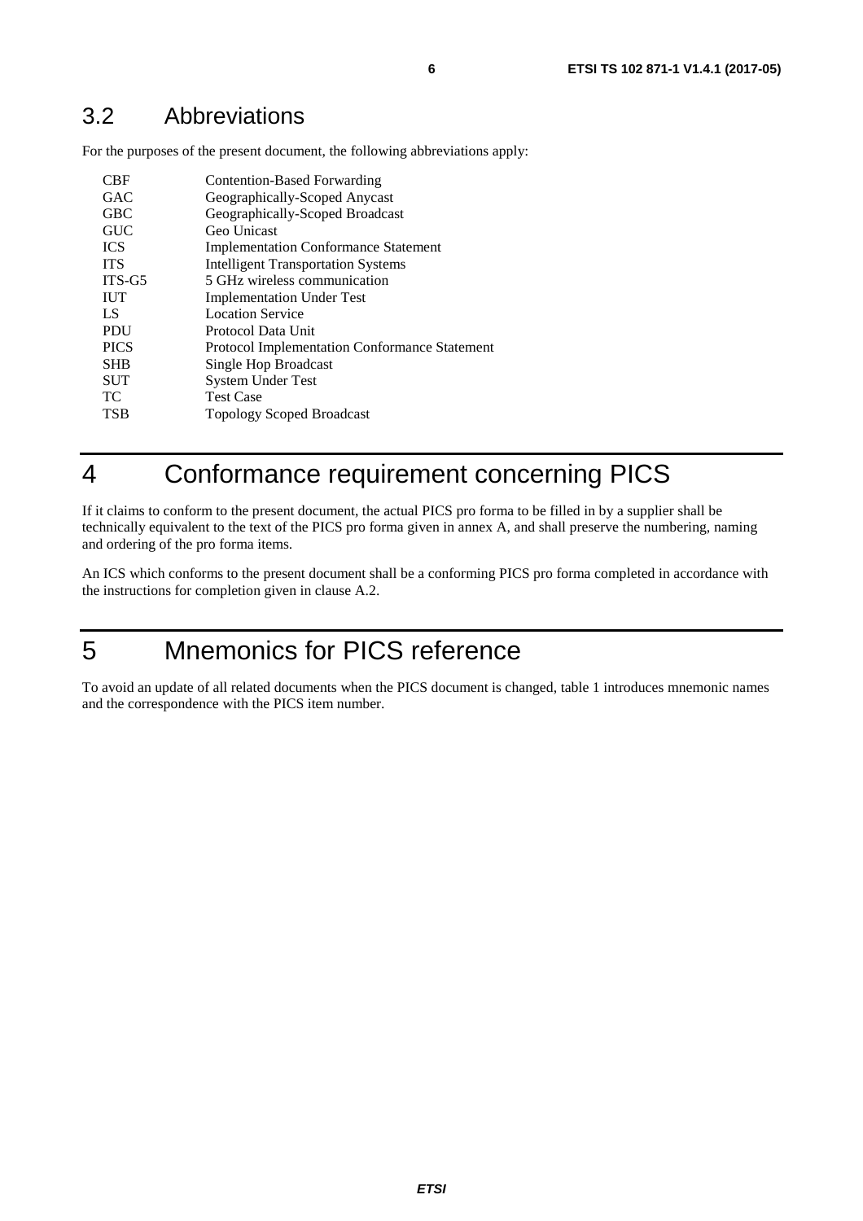## 3.2 Abbreviations

For the purposes of the present document, the following abbreviations apply:

| | |
|---|---|
| CBF | Contention-Based Forwarding |
| GAC | Geographically-Scoped Anycast |
| GBC | Geographically-Scoped Broadcast |
| GUC | Geo Unicast |
| ICS | Implementation Conformance Statement |
| ITS | Intelligent Transportation Systems |
| ITS-G5 | 5 GHz wireless communication |
| IUT | Implementation Under Test |
| LS | Location Service |
| PDU | Protocol Data Unit |
| PICS | Protocol Implementation Conformance Statement |
| SHB | Single Hop Broadcast |
| SUT | System Under Test |
| TC | Test Case |
| TSB | Topology Scoped Broadcast |

# 4 Conformance requirement concerning PICS

If it claims to conform to the present document, the actual PICS pro forma to be filled in by a supplier shall be technically equivalent to the text of the PICS pro forma given in annex A, and shall preserve the numbering, naming and ordering of the pro forma items.

An ICS which conforms to the present document shall be a conforming PICS pro forma completed in accordance with the instructions for completion given in clause A.2.

# 5 Mnemonics for PICS reference

To avoid an update of all related documents when the PICS document is changed, table 1 introduces mnemonic names and the correspondence with the PICS item number.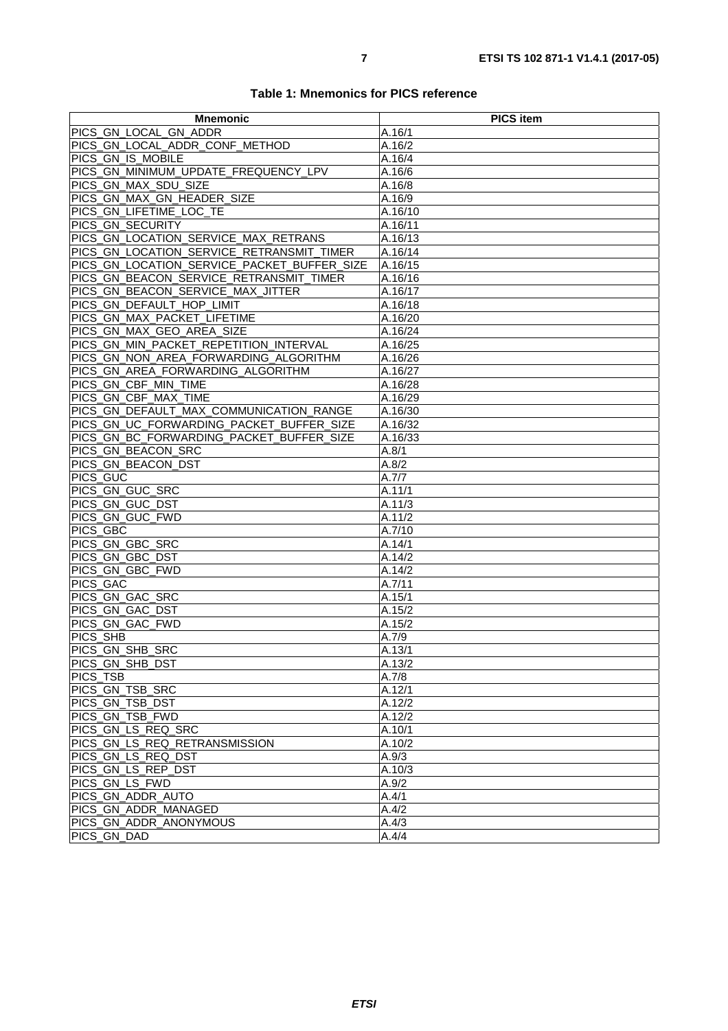**Table 1: Mnemonics for PICS reference**

| Mnemonic | PICS item |
|---|---|
| PICS_GN_LOCAL_GN_ADDR | A.16/1 |
| PICS_GN_LOCAL_ADDR_CONF_METHOD | A.16/2 |
| PICS_GN_IS_MOBILE | A.16/4 |
| PICS_GN_MINIMUM_UPDATE_FREQUENCY_LPV | A.16/6 |
| PICS_GN_MAX_SDU_SIZE | A.16/8 |
| PICS_GN_MAX_GN_HEADER_SIZE | A.16/9 |
| PICS_GN_LIFETIME_LOC_TE | A.16/10 |
| PICS_GN_SECURITY | A.16/11 |
| PICS_GN_LOCATION_SERVICE_MAX_RETRANS | A.16/13 |
| PICS_GN_LOCATION_SERVICE_RETRANSMIT_TIMER | A.16/14 |
| PICS_GN_LOCATION_SERVICE_PACKET_BUFFER_SIZE | A.16/15 |
| PICS_GN_BEACON_SERVICE_RETRANSMIT_TIMER | A.16/16 |
| PICS_GN_BEACON_SERVICE_MAX_JITTER | A.16/17 |
| PICS_GN_DEFAULT_HOP_LIMIT | A.16/18 |
| PICS_GN_MAX_PACKET_LIFETIME | A.16/20 |
| PICS_GN_MAX_GEO_AREA_SIZE | A.16/24 |
| PICS_GN_MIN_PACKET_REPETITION_INTERVAL | A.16/25 |
| PICS_GN_NON_AREA_FORWARDING_ALGORITHM | A.16/26 |
| PICS_GN_AREA_FORWARDING_ALGORITHM | A.16/27 |
| PICS_GN_CBF_MIN_TIME | A.16/28 |
| PICS_GN_CBF_MAX_TIME | A.16/29 |
| PICS_GN_DEFAULT_MAX_COMMUNICATION_RANGE | A.16/30 |
| PICS_GN_UC_FORWARDING_PACKET_BUFFER_SIZE | A.16/32 |
| PICS_GN_BC_FORWARDING_PACKET_BUFFER_SIZE | A.16/33 |
| PICS_GN_BEACON_SRC | A.8/1 |
| PICS_GN_BEACON_DST | A.8/2 |
| PICS_GUC | A.7/7 |
| PICS_GN_GUC_SRC | A.11/1 |
| PICS_GN_GUC_DST | A.11/3 |
| PICS_GN_GUC_FWD | A.11/2 |
| PICS_GBC | A.7/10 |
| PICS_GN_GBC_SRC | A.14/1 |
| PICS_GN_GBC_DST | A.14/2 |
| PICS_GN_GBC_FWD | A.14/2 |
| PICS_GAC | A.7/11 |
| PICS_GN_GAC_SRC | A.15/1 |
| PICS_GN_GAC_DST | A.15/2 |
| PICS_GN_GAC_FWD | A.15/2 |
| PICS_SHB | A.7/9 |
| PICS_GN_SHB_SRC | A.13/1 |
| PICS_GN_SHB_DST | A.13/2 |
| PICS_TSB | A.7/8 |
| PICS_GN_TSB_SRC | A.12/1 |
| PICS_GN_TSB_DST | A.12/2 |
| PICS_GN_TSB_FWD | A.12/2 |
| PICS_GN_LS_REQ_SRC | A.10/1 |
| PICS_GN_LS_REQ_RETRANSMISSION | A.10/2 |
| PICS_GN_LS_REQ_DST | A.9/3 |
| PICS_GN_LS_REP_DST | A.10/3 |
| PICS_GN_LS_FWD | A.9/2 |
| PICS_GN_ADDR_AUTO | A.4/1 |
| PICS_GN_ADDR_MANAGED | A.4/2 |
| PICS_GN_ADDR_ANONYMOUS | A.4/3 |
| PICS_GN_DAD | A.4/4 |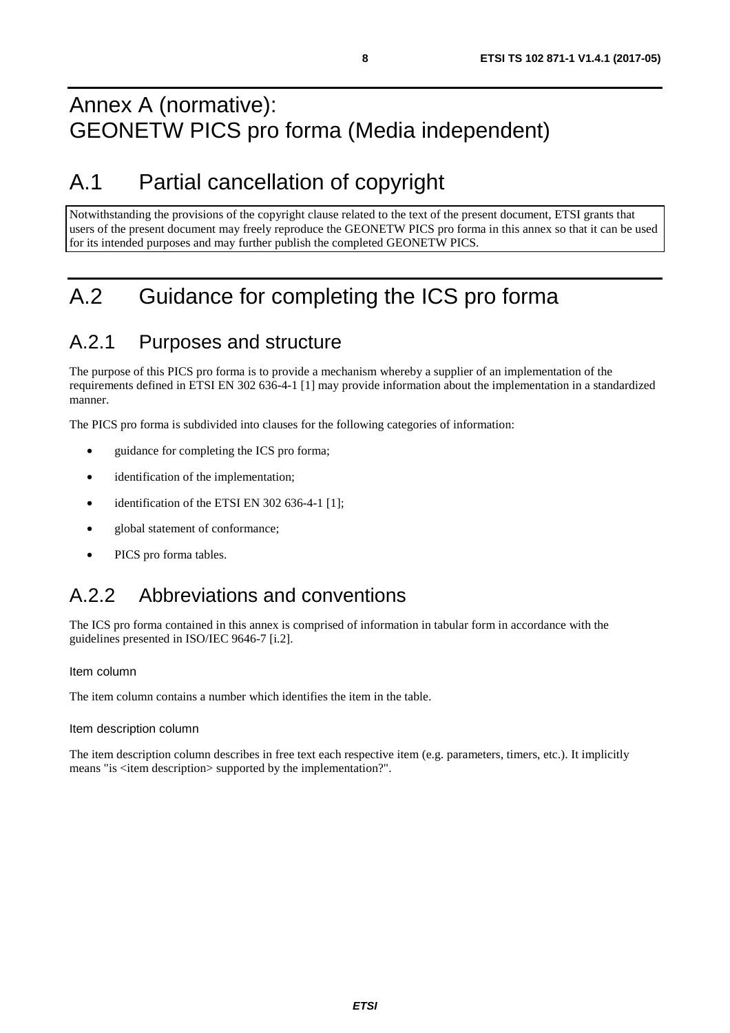# Annex A (normative): GEONETW PICS pro forma (Media independent)

# A.1 Partial cancellation of copyright

Notwithstanding the provisions of the copyright clause related to the text of the present document, ETSI grants that users of the present document may freely reproduce the GEONETW PICS pro forma in this annex so that it can be used for its intended purposes and may further publish the completed GEONETW PICS.

# A.2 Guidance for completing the ICS pro forma

## A.2.1 Purposes and structure

The purpose of this PICS pro forma is to provide a mechanism whereby a supplier of an implementation of the requirements defined in ETSI EN 302 636-4-1 [1] may provide information about the implementation in a standardized manner.

The PICS pro forma is subdivided into clauses for the following categories of information:

- guidance for completing the ICS pro forma;
- identification of the implementation;
- identification of the ETSI EN 302 636-4-1 [1];
- global statement of conformance;
- PICS pro forma tables.

## A.2.2 Abbreviations and conventions

The ICS pro forma contained in this annex is comprised of information in tabular form in accordance with the guidelines presented in ISO/IEC 9646-7 [i.2].

#### Item column

The item column contains a number which identifies the item in the table.

#### Item description column

The item description column describes in free text each respective item (e.g. parameters, timers, etc.). It implicitly means "is <item description> supported by the implementation?".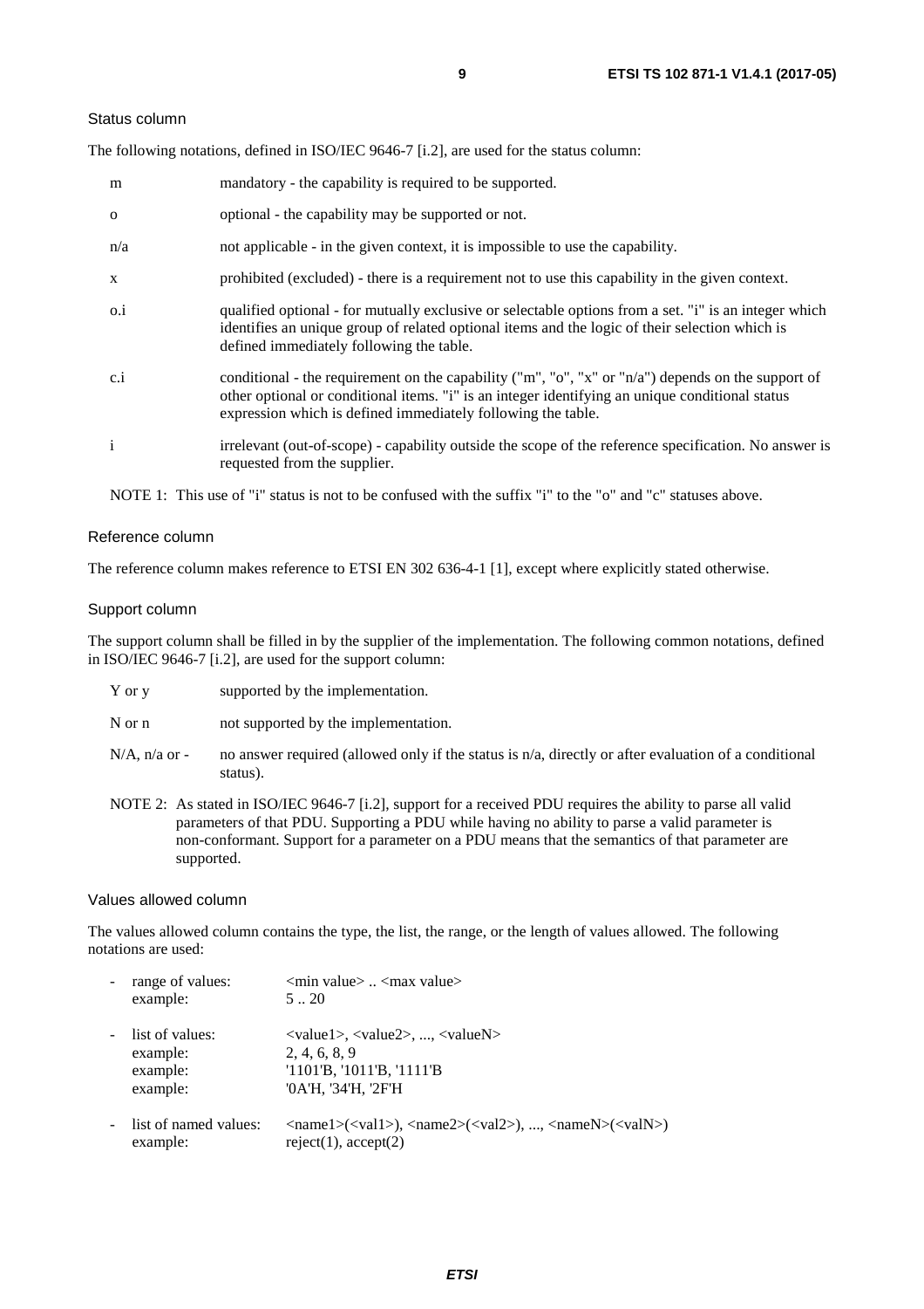Status column

The following notations, defined in ISO/IEC 9646-7 [i.2], are used for the status column:

| | |
|---|---|
| m | mandatory - the capability is required to be supported. |
| o | optional - the capability may be supported or not. |
| n/a | not applicable - in the given context, it is impossible to use the capability. |
| x | prohibited (excluded) - there is a requirement not to use this capability in the given context. |
| o.i | qualified optional - for mutually exclusive or selectable options from a set. "i" is an integer which identifies an unique group of related optional items and the logic of their selection which is defined immediately following the table. |
| c.i | conditional - the requirement on the capability ("m", "o", "x" or "n/a") depends on the support of other optional or conditional items. "i" is an integer identifying an unique conditional status expression which is defined immediately following the table. |
| i | irrelevant (out-of-scope) - capability outside the scope of the reference specification. No answer is requested from the supplier. |

NOTE 1: This use of "i" status is not to be confused with the suffix "i" to the "o" and "c" statuses above.

Reference column

The reference column makes reference to ETSI EN 302 636-4-1 [1], except where explicitly stated otherwise.

Support column

The support column shall be filled in by the supplier of the implementation. The following common notations, defined in ISO/IEC 9646-7 [i.2], are used for the support column:

| | |
|---|---|
| Y or y | supported by the implementation. |
| N or n | not supported by the implementation. |
| N/A, n/a or - | no answer required (allowed only if the status is n/a, directly or after evaluation of a conditional status). |

NOTE 2: As stated in ISO/IEC 9646-7 [i.2], support for a received PDU requires the ability to parse all valid parameters of that PDU. Supporting a PDU while having no ability to parse a valid parameter is non-conformant. Support for a parameter on a PDU means that the semantics of that parameter are supported.

Values allowed column

The values allowed column contains the type, the list, the range, or the length of values allowed. The following notations are used:

- range of values: <min value> .. <max value>
  example: 5 .. 20
- list of values: <value1>, <value2>, ..., <valueN>
  example: 2, 4, 6, 8, 9
  example: '1101'B, '1011'B, '1111'B
  example: '0A'H, '34'H, '2F'H
- list of named values: <name1>(<val1>), <name2>(<val2>), ..., <nameN>(<valN>)
  example: reject(1), accept(2)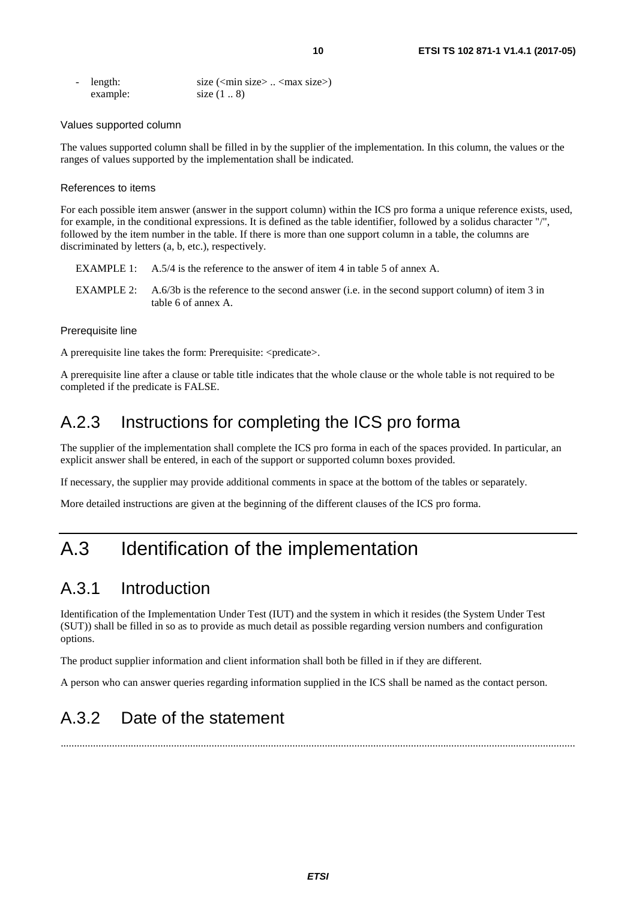- length: size (<min size> .. <max size>)
  example: size (1 .. 8)

Values supported column

The values supported column shall be filled in by the supplier of the implementation. In this column, the values or the ranges of values supported by the implementation shall be indicated.

References to items

For each possible item answer (answer in the support column) within the ICS pro forma a unique reference exists, used, for example, in the conditional expressions. It is defined as the table identifier, followed by a solidus character "/", followed by the item number in the table. If there is more than one support column in a table, the columns are discriminated by letters (a, b, etc.), respectively.

EXAMPLE 1: A.5/4 is the reference to the answer of item 4 in table 5 of annex A.

EXAMPLE 2: A.6/3b is the reference to the second answer (i.e. in the second support column) of item 3 in table 6 of annex A.

Prerequisite line

A prerequisite line takes the form: Prerequisite: <predicate>.

A prerequisite line after a clause or table title indicates that the whole clause or the whole table is not required to be completed if the predicate is FALSE.

## A.2.3 Instructions for completing the ICS pro forma

The supplier of the implementation shall complete the ICS pro forma in each of the spaces provided. In particular, an explicit answer shall be entered, in each of the support or supported column boxes provided.

If necessary, the supplier may provide additional comments in space at the bottom of the tables or separately.

More detailed instructions are given at the beginning of the different clauses of the ICS pro forma.

# A.3 Identification of the implementation

## A.3.1 Introduction

Identification of the Implementation Under Test (IUT) and the system in which it resides (the System Under Test (SUT)) shall be filled in so as to provide as much detail as possible regarding version numbers and configuration options.

The product supplier information and client information shall both be filled in if they are different.

A person who can answer queries regarding information supplied in the ICS shall be named as the contact person.

## A.3.2 Date of the statement

.........................................................................................................................................................................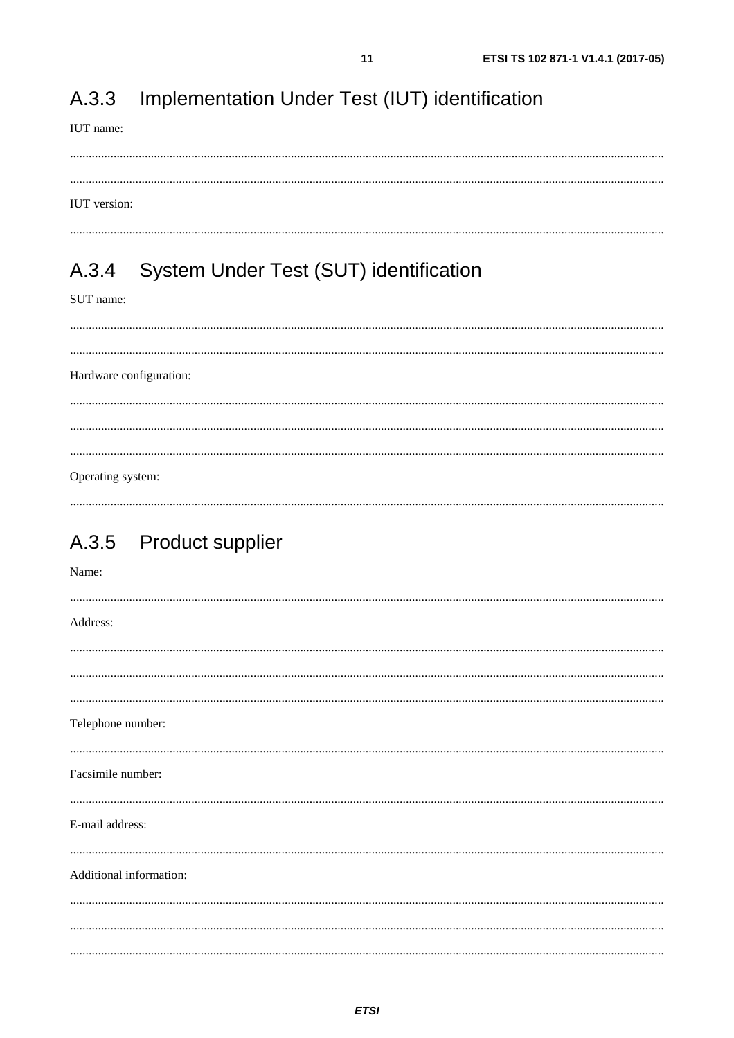## A.3.3 Implementation Under Test (IUT) identification

IUT name:

.............................................................................................................................................................................................

.............................................................................................................................................................................................

IUT version:

.............................................................................................................................................................................................

## A.3.4 System Under Test (SUT) identification

SUT name:

.............................................................................................................................................................................................

.............................................................................................................................................................................................

Hardware configuration:

.............................................................................................................................................................................................

.............................................................................................................................................................................................

.............................................................................................................................................................................................

Operating system:

.............................................................................................................................................................................................

## A.3.5 Product supplier

Name:

.............................................................................................................................................................................................

Address:

.............................................................................................................................................................................................

.............................................................................................................................................................................................

.............................................................................................................................................................................................

Telephone number:

.............................................................................................................................................................................................

Facsimile number:

.............................................................................................................................................................................................

E-mail address:

.............................................................................................................................................................................................

Additional information:

.............................................................................................................................................................................................

.............................................................................................................................................................................................

.............................................................................................................................................................................................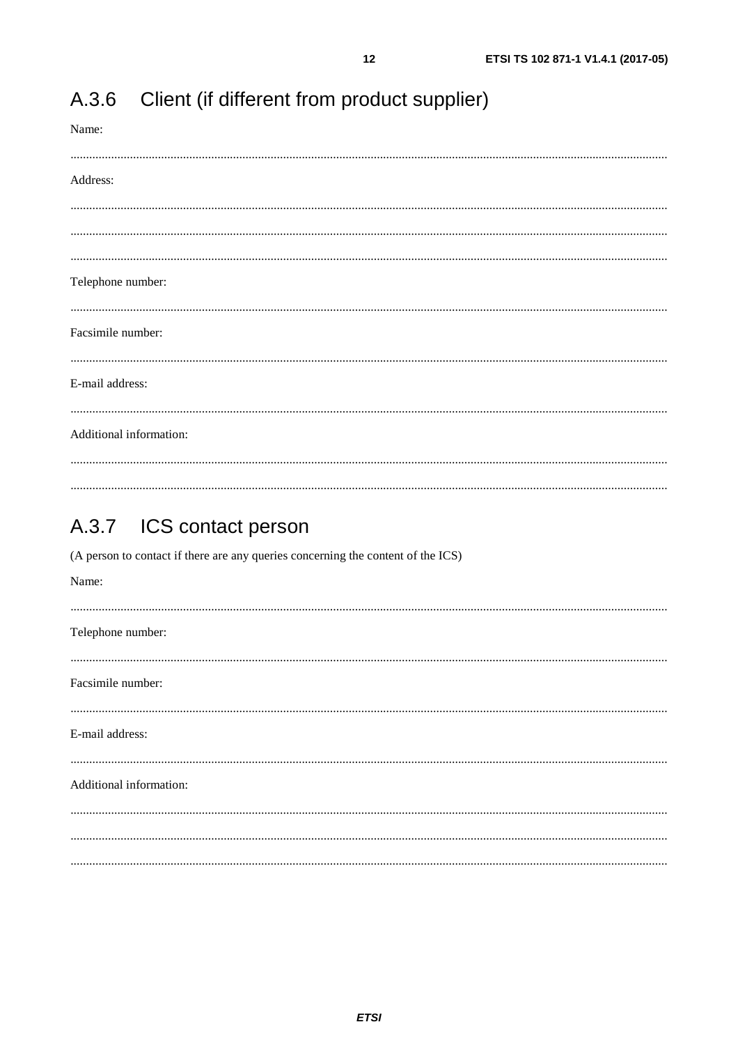## A.3.6 Client (if different from product supplier)

Name:

.............................................................................................................................................................................................

Address:

.............................................................................................................................................................................................

.............................................................................................................................................................................................

.............................................................................................................................................................................................

Telephone number:

.............................................................................................................................................................................................

Facsimile number:

.............................................................................................................................................................................................

E-mail address:

.............................................................................................................................................................................................

Additional information:

.............................................................................................................................................................................................

.............................................................................................................................................................................................

## A.3.7 ICS contact person

(A person to contact if there are any queries concerning the content of the ICS)

Name:

.............................................................................................................................................................................................

Telephone number:

.............................................................................................................................................................................................

Facsimile number:

.............................................................................................................................................................................................

E-mail address:

.............................................................................................................................................................................................

Additional information:

.............................................................................................................................................................................................

.............................................................................................................................................................................................

.............................................................................................................................................................................................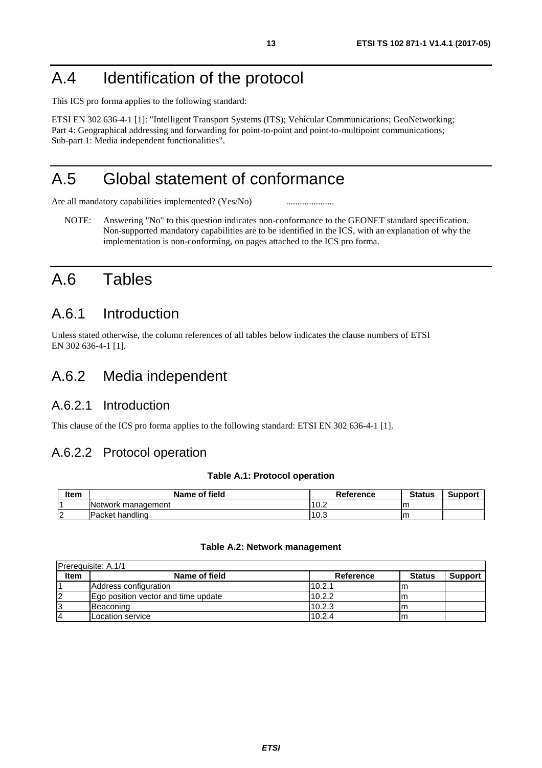# A.4 Identification of the protocol

This ICS pro forma applies to the following standard:

ETSI EN 302 636-4-1 [1]: "Intelligent Transport Systems (ITS); Vehicular Communications; GeoNetworking; Part 4: Geographical addressing and forwarding for point-to-point and point-to-multipoint communications; Sub-part 1: Media independent functionalities".

# A.5 Global statement of conformance

Are all mandatory capabilities implemented? (Yes/No) .....................

NOTE: Answering "No" to this question indicates non-conformance to the GEONET standard specification. Non-supported mandatory capabilities are to be identified in the ICS, with an explanation of why the implementation is non-conforming, on pages attached to the ICS pro forma.

# A.6 Tables

## A.6.1 Introduction

Unless stated otherwise, the column references of all tables below indicates the clause numbers of ETSI EN 302 636-4-1 [1].

## A.6.2 Media independent

### A.6.2.1 Introduction

This clause of the ICS pro forma applies to the following standard: ETSI EN 302 636-4-1 [1].

### A.6.2.2 Protocol operation

**Table A.1: Protocol operation**

| Item | Name of field | Reference | Status | Support |
|---|---|---|---|---|
| 1 | Network management | 10.2 | m | |
| 2 | Packet handling | 10.3 | m | |

**Table A.2: Network management**

| Prerequisite: A.1/1 | | | | |
|---|---|---|---|---|
| **Item** | **Name of field** | **Reference** | **Status** | **Support** |
| 1 | Address configuration | 10.2.1 | m | |
| 2 | Ego position vector and time update | 10.2.2 | m | |
| 3 | Beaconing | 10.2.3 | m | |
| 4 | Location service | 10.2.4 | m | |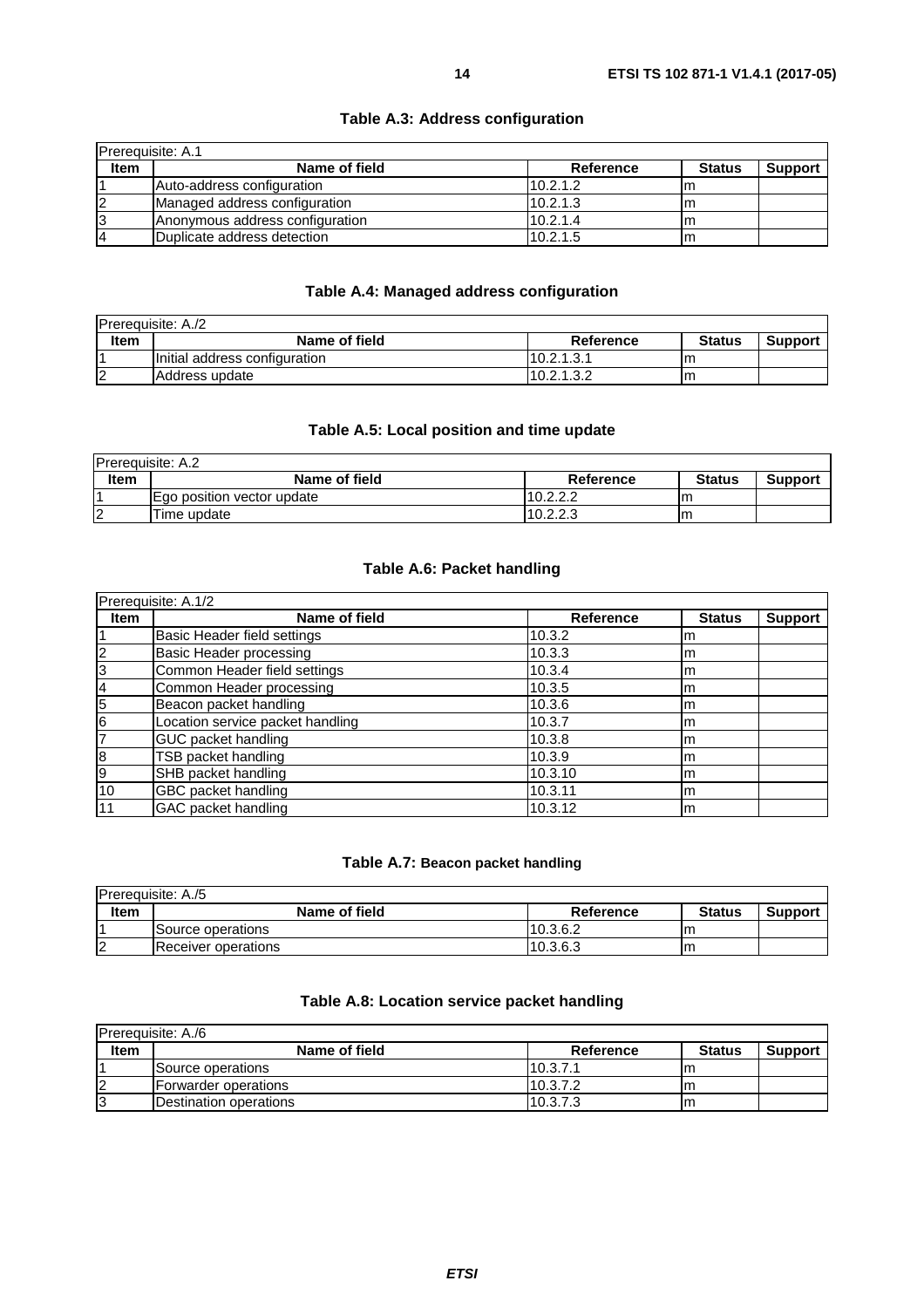**Table A.3: Address configuration**

| Prerequisite: A.1 | | | | |
| --- | --- | --- | --- | --- |
| **Item** | **Name of field** | **Reference** | **Status** | **Support** |
| 1 | Auto-address configuration | 10.2.1.2 | m | |
| 2 | Managed address configuration | 10.2.1.3 | m | |
| 3 | Anonymous address configuration | 10.2.1.4 | m | |
| 4 | Duplicate address detection | 10.2.1.5 | m | |

**Table A.4: Managed address configuration**

| Prerequisite: A./2 | | | | |
| --- | --- | --- | --- | --- |
| **Item** | **Name of field** | **Reference** | **Status** | **Support** |
| 1 | Initial address configuration | 10.2.1.3.1 | m | |
| 2 | Address update | 10.2.1.3.2 | m | |

**Table A.5: Local position and time update**

| Prerequisite: A.2 | | | | |
| --- | --- | --- | --- | --- |
| **Item** | **Name of field** | **Reference** | **Status** | **Support** |
| 1 | Ego position vector update | 10.2.2.2 | m | |
| 2 | Time update | 10.2.2.3 | m | |

**Table A.6: Packet handling**

| Prerequisite: A.1/2 | | | | |
| --- | --- | --- | --- | --- |
| **Item** | **Name of field** | **Reference** | **Status** | **Support** |
| 1 | Basic Header field settings | 10.3.2 | m | |
| 2 | Basic Header processing | 10.3.3 | m | |
| 3 | Common Header field settings | 10.3.4 | m | |
| 4 | Common Header processing | 10.3.5 | m | |
| 5 | Beacon packet handling | 10.3.6 | m | |
| 6 | Location service packet handling | 10.3.7 | m | |
| 7 | GUC packet handling | 10.3.8 | m | |
| 8 | TSB packet handling | 10.3.9 | m | |
| 9 | SHB packet handling | 10.3.10 | m | |
| 10 | GBC packet handling | 10.3.11 | m | |
| 11 | GAC packet handling | 10.3.12 | m | |

**Table A.7: Beacon packet handling**

| Prerequisite: A./5 | | | | |
| --- | --- | --- | --- | --- |
| **Item** | **Name of field** | **Reference** | **Status** | **Support** |
| 1 | Source operations | 10.3.6.2 | m | |
| 2 | Receiver operations | 10.3.6.3 | m | |

**Table A.8: Location service packet handling**

| Prerequisite: A./6 | | | | |
| --- | --- | --- | --- | --- |
| **Item** | **Name of field** | **Reference** | **Status** | **Support** |
| 1 | Source operations | 10.3.7.1 | m | |
| 2 | Forwarder operations | 10.3.7.2 | m | |
| 3 | Destination operations | 10.3.7.3 | m | |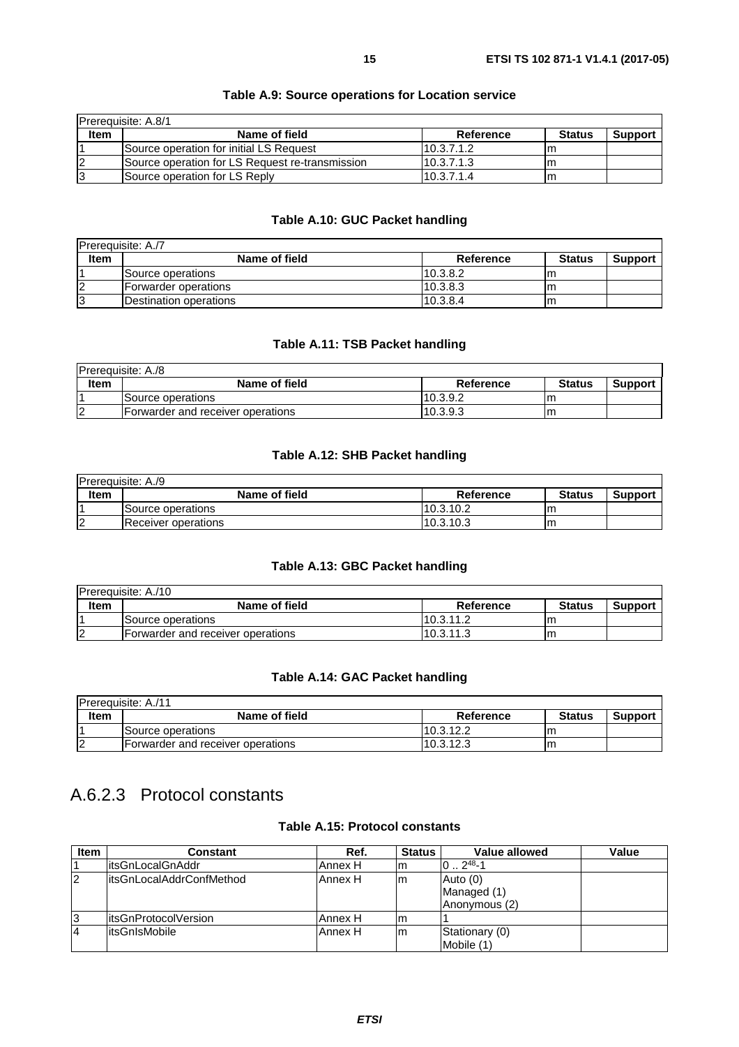**Table A.9: Source operations for Location service**

| Prerequisite: A.8/1 | | | | |
|---|---|---|---|---|
| **Item** | **Name of field** | **Reference** | **Status** | **Support** |
| 1 | Source operation for initial LS Request | 10.3.7.1.2 | m | |
| 2 | Source operation for LS Request re-transmission | 10.3.7.1.3 | m | |
| 3 | Source operation for LS Reply | 10.3.7.1.4 | m | |

**Table A.10: GUC Packet handling**

| Prerequisite: A./7 | | | | |
|---|---|---|---|---|
| **Item** | **Name of field** | **Reference** | **Status** | **Support** |
| 1 | Source operations | 10.3.8.2 | m | |
| 2 | Forwarder operations | 10.3.8.3 | m | |
| 3 | Destination operations | 10.3.8.4 | m | |

**Table A.11: TSB Packet handling**

| Prerequisite: A./8 | | | | |
|---|---|---|---|---|
| **Item** | **Name of field** | **Reference** | **Status** | **Support** |
| 1 | Source operations | 10.3.9.2 | m | |
| 2 | Forwarder and receiver operations | 10.3.9.3 | m | |

**Table A.12: SHB Packet handling**

| Prerequisite: A./9 | | | | |
|---|---|---|---|---|
| **Item** | **Name of field** | **Reference** | **Status** | **Support** |
| 1 | Source operations | 10.3.10.2 | m | |
| 2 | Receiver operations | 10.3.10.3 | m | |

**Table A.13: GBC Packet handling**

| Prerequisite: A./10 | | | | |
|---|---|---|---|---|
| **Item** | **Name of field** | **Reference** | **Status** | **Support** |
| 1 | Source operations | 10.3.11.2 | m | |
| 2 | Forwarder and receiver operations | 10.3.11.3 | m | |

**Table A.14: GAC Packet handling**

| Prerequisite: A./11 | | | | |
|---|---|---|---|---|
| **Item** | **Name of field** | **Reference** | **Status** | **Support** |
| 1 | Source operations | 10.3.12.2 | m | |
| 2 | Forwarder and receiver operations | 10.3.12.3 | m | |

### A.6.2.3 Protocol constants

**Table A.15: Protocol constants**

| Item | Constant | Ref. | Status | Value allowed | Value |
|---|---|---|---|---|---|
| 1 | itsGnLocalGnAddr | Annex H | m | $0 .. 2^{48}-1$ | |
| 2 | itsGnLocalAddrConfMethod | Annex H | m | Auto (0)<br>Managed (1)<br>Anonymous (2) | |
| 3 | itsGnProtocolVersion | Annex H | m | 1 | |
| 4 | itsGnIsMobile | Annex H | m | Stationary (0)<br>Mobile (1) | |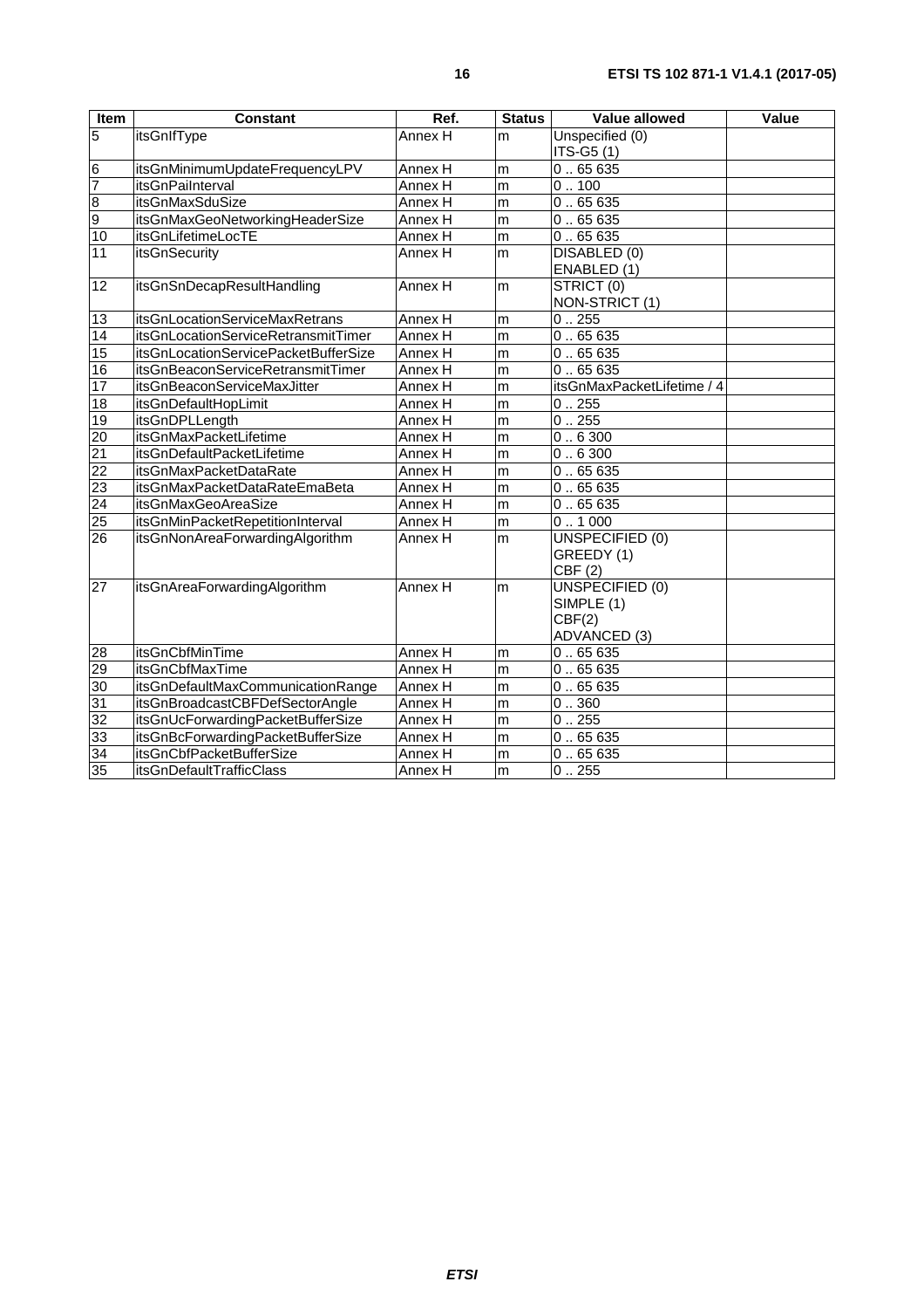| Item | Constant | Ref. | Status | Value allowed | Value |
| --- | --- | --- | --- | --- | --- |
| 5 | itsGnIfType | Annex H | m | Unspecified (0)<br>ITS-G5 (1) | |
| 6 | itsGnMinimumUpdateFrequencyLPV | Annex H | m | 0 .. 65 635 | |
| 7 | itsGnPaiInterval | Annex H | m | 0 .. 100 | |
| 8 | itsGnMaxSduSize | Annex H | m | 0 .. 65 635 | |
| 9 | itsGnMaxGeoNetworkingHeaderSize | Annex H | m | 0 .. 65 635 | |
| 10 | itsGnLifetimeLocTE | Annex H | m | 0 .. 65 635 | |
| 11 | itsGnSecurity | Annex H | m | DISABLED (0)<br>ENABLED (1) | |
| 12 | itsGnSnDecapResultHandling | Annex H | m | STRICT (0)<br>NON-STRICT (1) | |
| 13 | itsGnLocationServiceMaxRetrans | Annex H | m | 0 .. 255 | |
| 14 | itsGnLocationServiceRetransmitTimer | Annex H | m | 0 .. 65 635 | |
| 15 | itsGnLocationServicePacketBufferSize | Annex H | m | 0 .. 65 635 | |
| 16 | itsGnBeaconServiceRetransmitTimer | Annex H | m | 0 .. 65 635 | |
| 17 | itsGnBeaconServiceMaxJitter | Annex H | m | itsGnMaxPacketLifetime / 4 | |
| 18 | itsGnDefaultHopLimit | Annex H | m | 0 .. 255 | |
| 19 | itsGnDPLLength | Annex H | m | 0 .. 255 | |
| 20 | itsGnMaxPacketLifetime | Annex H | m | 0 .. 6 300 | |
| 21 | itsGnDefaultPacketLifetime | Annex H | m | 0 .. 6 300 | |
| 22 | itsGnMaxPacketDataRate | Annex H | m | 0 .. 65 635 | |
| 23 | itsGnMaxPacketDataRateEmaBeta | Annex H | m | 0 .. 65 635 | |
| 24 | itsGnMaxGeoAreaSize | Annex H | m | 0 .. 65 635 | |
| 25 | itsGnMinPacketRepetitionInterval | Annex H | m | 0 .. 1 000 | |
| 26 | itsGnNonAreaForwardingAlgorithm | Annex H | m | UNSPECIFIED (0)<br>GREEDY (1)<br>CBF (2) | |
| 27 | itsGnAreaForwardingAlgorithm | Annex H | m | UNSPECIFIED (0)<br>SIMPLE (1)<br>CBF(2)<br>ADVANCED (3) | |
| 28 | itsGnCbfMinTime | Annex H | m | 0 .. 65 635 | |
| 29 | itsGnCbfMaxTime | Annex H | m | 0 .. 65 635 | |
| 30 | itsGnDefaultMaxCommunicationRange | Annex H | m | 0 .. 65 635 | |
| 31 | itsGnBroadcastCBFDefSectorAngle | Annex H | m | 0 .. 360 | |
| 32 | itsGnUcForwardingPacketBufferSize | Annex H | m | 0 .. 255 | |
| 33 | itsGnBcForwardingPacketBufferSize | Annex H | m | 0 .. 65 635 | |
| 34 | itsGnCbfPacketBufferSize | Annex H | m | 0 .. 65 635 | |
| 35 | itsGnDefaultTrafficClass | Annex H | m | 0 .. 255 | |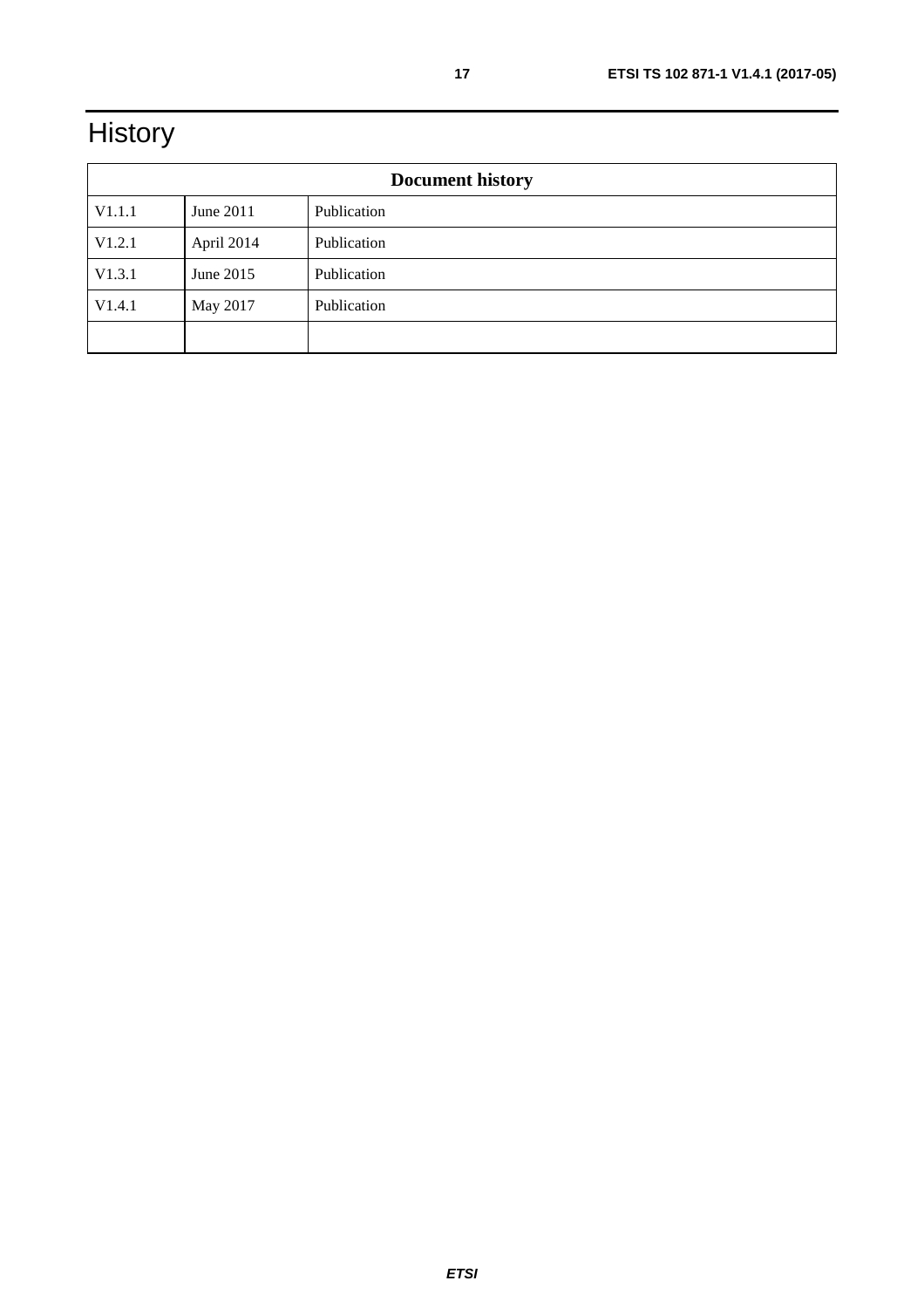# History

| Document history | | |
|---|---|---|
| V1.1.1 | June 2011 | Publication |
| V1.2.1 | April 2014 | Publication |
| V1.3.1 | June 2015 | Publication |
| V1.4.1 | May 2017 | Publication |
| | | |